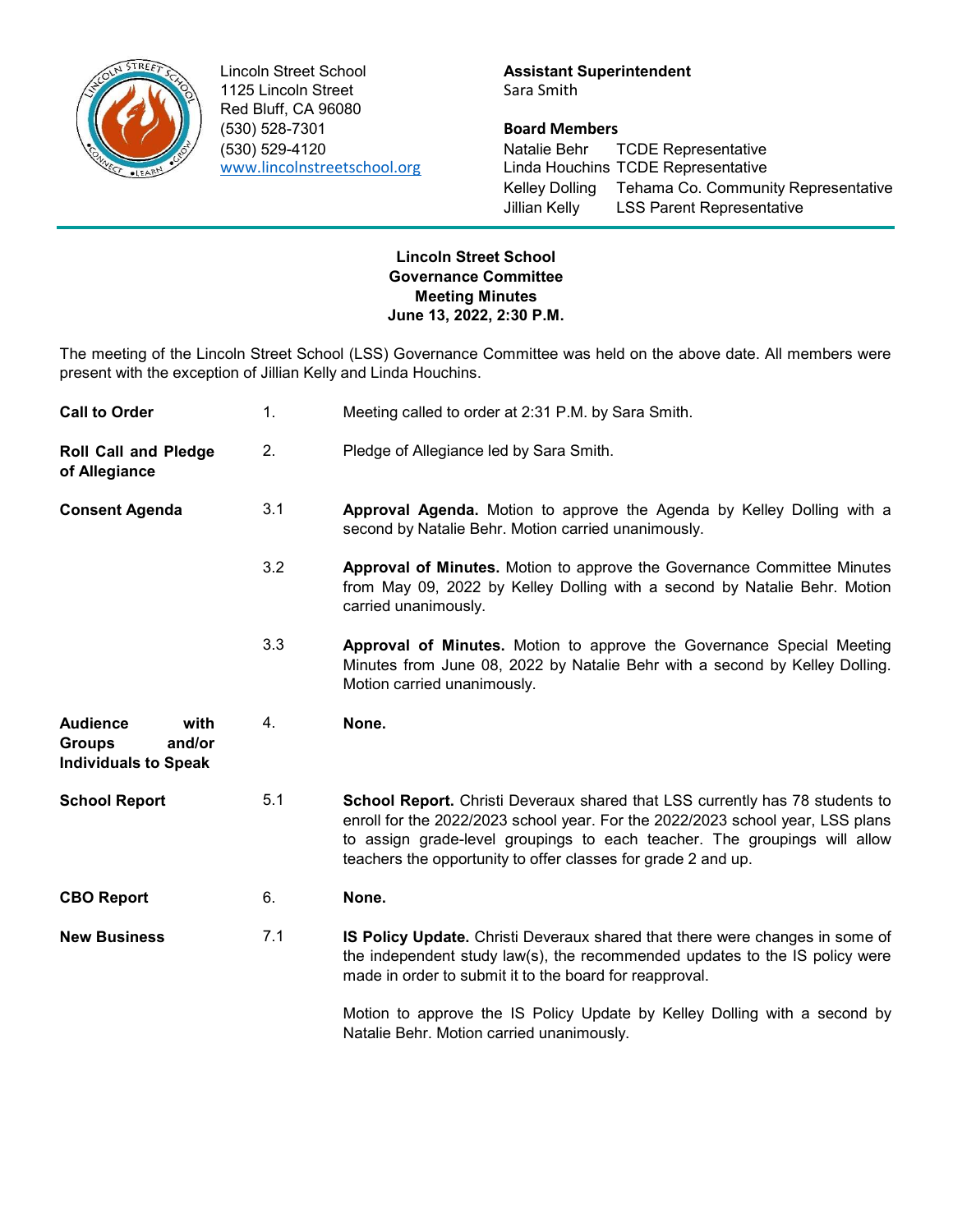Lincoln Street School
1125 Lincoln Street
Red Bluff, CA 96080
(530) 528-7301
(530) 529-4120
www.lincolnstreetschool.org

**Assistant Superintendent**
Sara Smith

**Board Members**

| | |
|---|---|
| Natalie Behr | TCDE Representative |
| Linda Houchins | TCDE Representative |
| Kelley Dolling | Tehama Co. Community Representative |
| Jillian Kelly | LSS Parent Representative |

**Lincoln Street School**
**Governance Committee**
**Meeting Minutes**
**June 13, 2022, 2:30 P.M.**

The meeting of the Lincoln Street School (LSS) Governance Committee was held on the above date. All members were present with the exception of Jillian Kelly and Linda Houchins.

| | | |
|---|---|---|
| **Call to Order** | 1. | Meeting called to order at 2:31 P.M. by Sara Smith. |
| **Roll Call and Pledge of Allegiance** | 2. | Pledge of Allegiance led by Sara Smith. |
| **Consent Agenda** | 3.1 | **Approval Agenda.** Motion to approve the Agenda by Kelley Dolling with a second by Natalie Behr. Motion carried unanimously. |
| | 3.2 | **Approval of Minutes.** Motion to approve the Governance Committee Minutes from May 09, 2022 by Kelley Dolling with a second by Natalie Behr. Motion carried unanimously. |
| | 3.3 | **Approval of Minutes.** Motion to approve the Governance Special Meeting Minutes from June 08, 2022 by Natalie Behr with a second by Kelley Dolling. Motion carried unanimously. |
| **Audience with Groups and/or Individuals to Speak** | 4. | **None.** |
| **School Report** | 5.1 | **School Report.** Christi Deveraux shared that LSS currently has 78 students to enroll for the 2022/2023 school year. For the 2022/2023 school year, LSS plans to assign grade-level groupings to each teacher. The groupings will allow teachers the opportunity to offer classes for grade 2 and up. |
| **CBO Report** | 6. | **None.** |
| **New Business** | 7.1 | **IS Policy Update.** Christi Deveraux shared that there were changes in some of the independent study law(s), the recommended updates to the IS policy were made in order to submit it to the board for reapproval.<br><br>Motion to approve the IS Policy Update by Kelley Dolling with a second by Natalie Behr. Motion carried unanimously. |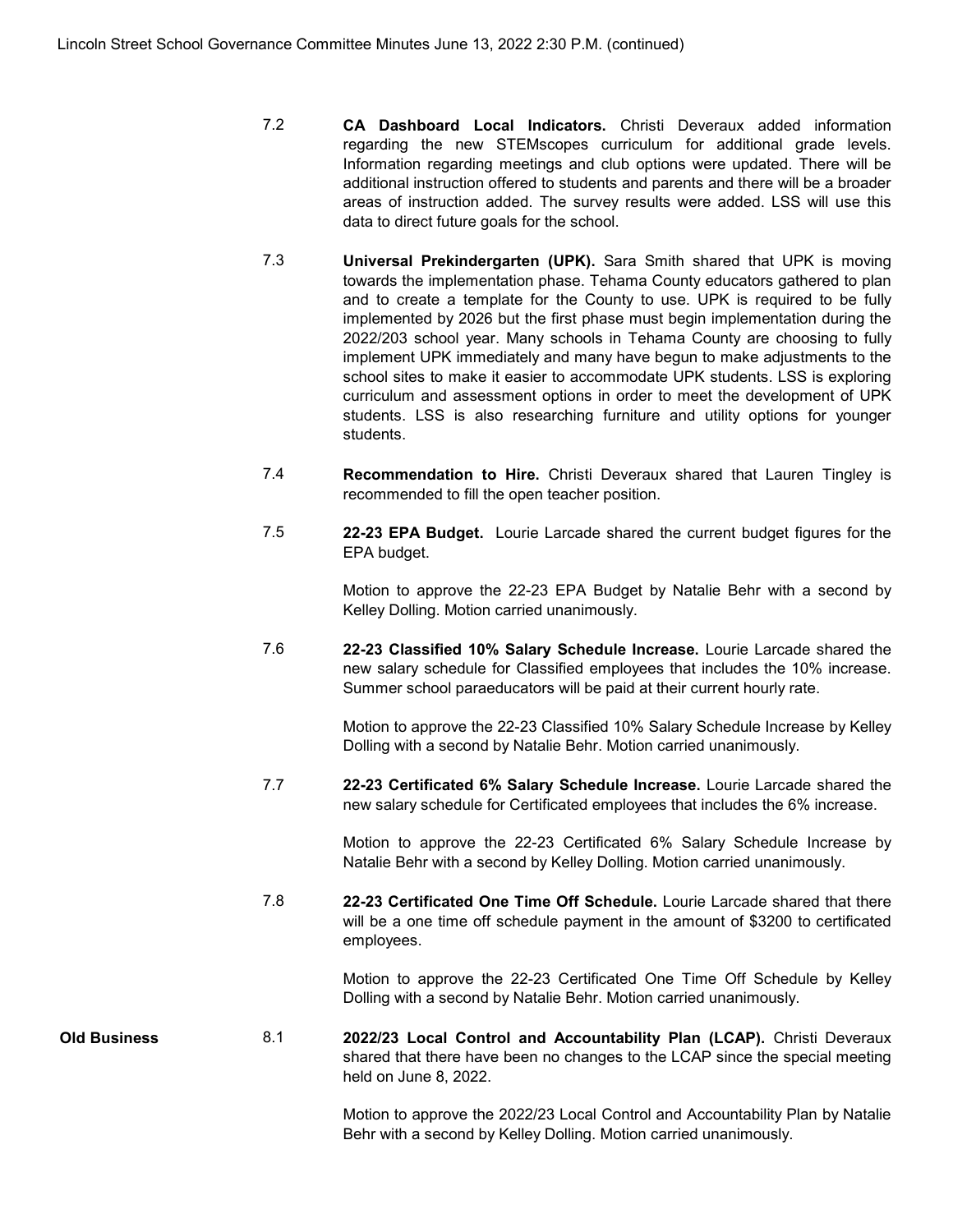7.2 **CA Dashboard Local Indicators.** Christi Deveraux added information regarding the new STEMscopes curriculum for additional grade levels. Information regarding meetings and club options were updated. There will be additional instruction offered to students and parents and there will be a broader areas of instruction added. The survey results were added. LSS will use this data to direct future goals for the school.

7.3 **Universal Prekindergarten (UPK).** Sara Smith shared that UPK is moving towards the implementation phase. Tehama County educators gathered to plan and to create a template for the County to use. UPK is required to be fully implemented by 2026 but the first phase must begin implementation during the 2022/203 school year. Many schools in Tehama County are choosing to fully implement UPK immediately and many have begun to make adjustments to the school sites to make it easier to accommodate UPK students. LSS is exploring curriculum and assessment options in order to meet the development of UPK students. LSS is also researching furniture and utility options for younger students.

7.4 **Recommendation to Hire.** Christi Deveraux shared that Lauren Tingley is recommended to fill the open teacher position.

7.5 **22-23 EPA Budget.** Lourie Larcade shared the current budget figures for the EPA budget.

Motion to approve the 22-23 EPA Budget by Natalie Behr with a second by Kelley Dolling. Motion carried unanimously.

7.6 **22-23 Classified 10% Salary Schedule Increase.** Lourie Larcade shared the new salary schedule for Classified employees that includes the 10% increase. Summer school paraeducators will be paid at their current hourly rate.

Motion to approve the 22-23 Classified 10% Salary Schedule Increase by Kelley Dolling with a second by Natalie Behr. Motion carried unanimously.

7.7 **22-23 Certificated 6% Salary Schedule Increase.** Lourie Larcade shared the new salary schedule for Certificated employees that includes the 6% increase.

Motion to approve the 22-23 Certificated 6% Salary Schedule Increase by Natalie Behr with a second by Kelley Dolling. Motion carried unanimously.

7.8 **22-23 Certificated One Time Off Schedule.** Lourie Larcade shared that there will be a one time off schedule payment in the amount of $3200 to certificated employees.

Motion to approve the 22-23 Certificated One Time Off Schedule by Kelley Dolling with a second by Natalie Behr. Motion carried unanimously.

**Old Business**

8.1 **2022/23 Local Control and Accountability Plan (LCAP).** Christi Deveraux shared that there have been no changes to the LCAP since the special meeting held on June 8, 2022.

Motion to approve the 2022/23 Local Control and Accountability Plan by Natalie Behr with a second by Kelley Dolling. Motion carried unanimously.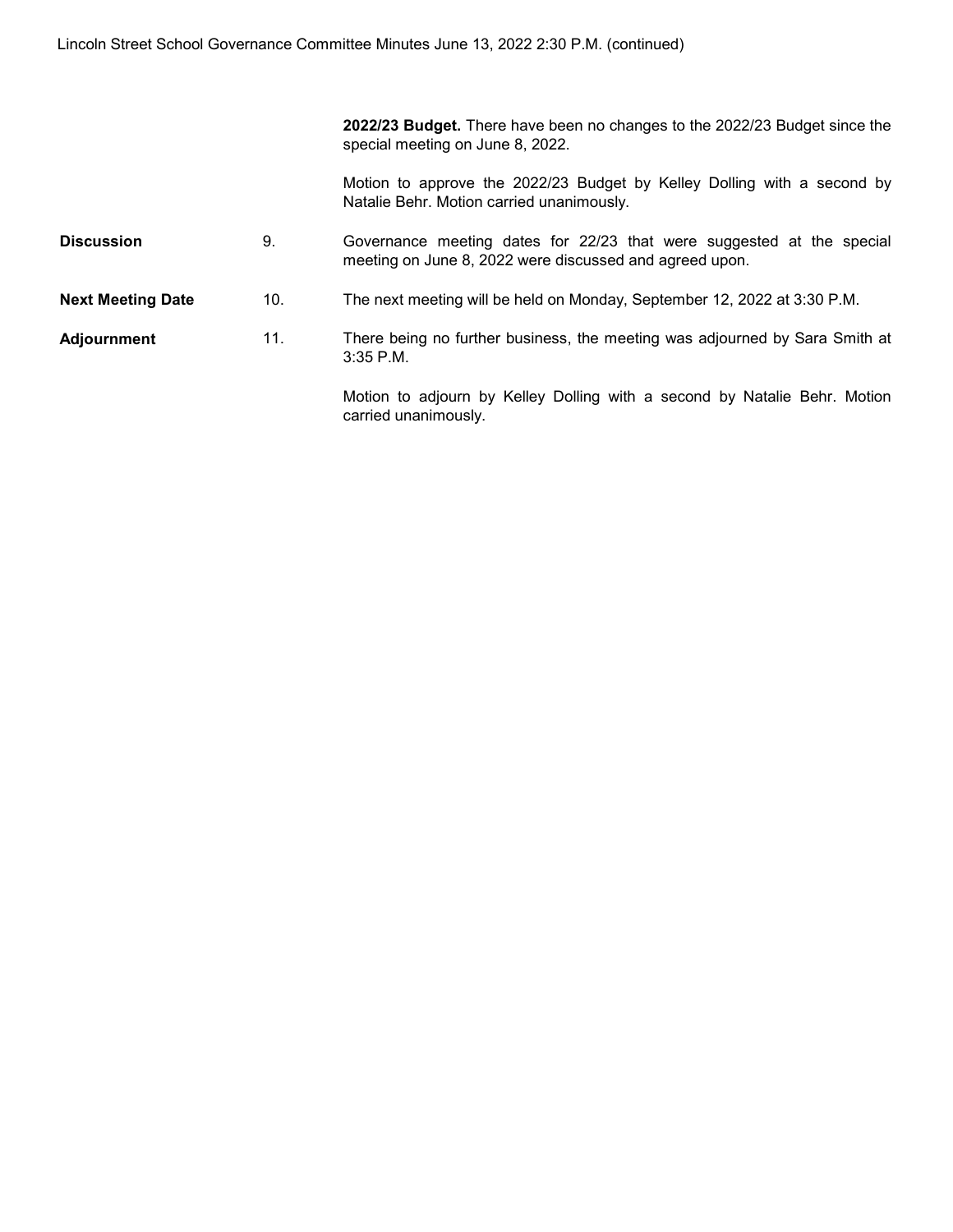**2022/23 Budget.** There have been no changes to the 2022/23 Budget since the special meeting on June 8, 2022.

Motion to approve the 2022/23 Budget by Kelley Dolling with a second by Natalie Behr. Motion carried unanimously.

| | | |
|---|---|---|
| **Discussion** | 9. | Governance meeting dates for 22/23 that were suggested at the special meeting on June 8, 2022 were discussed and agreed upon. |
| **Next Meeting Date** | 10. | The next meeting will be held on Monday, September 12, 2022 at 3:30 P.M. |
| **Adjournment** | 11. | There being no further business, the meeting was adjourned by Sara Smith at 3:35 P.M. |

Motion to adjourn by Kelley Dolling with a second by Natalie Behr. Motion carried unanimously.